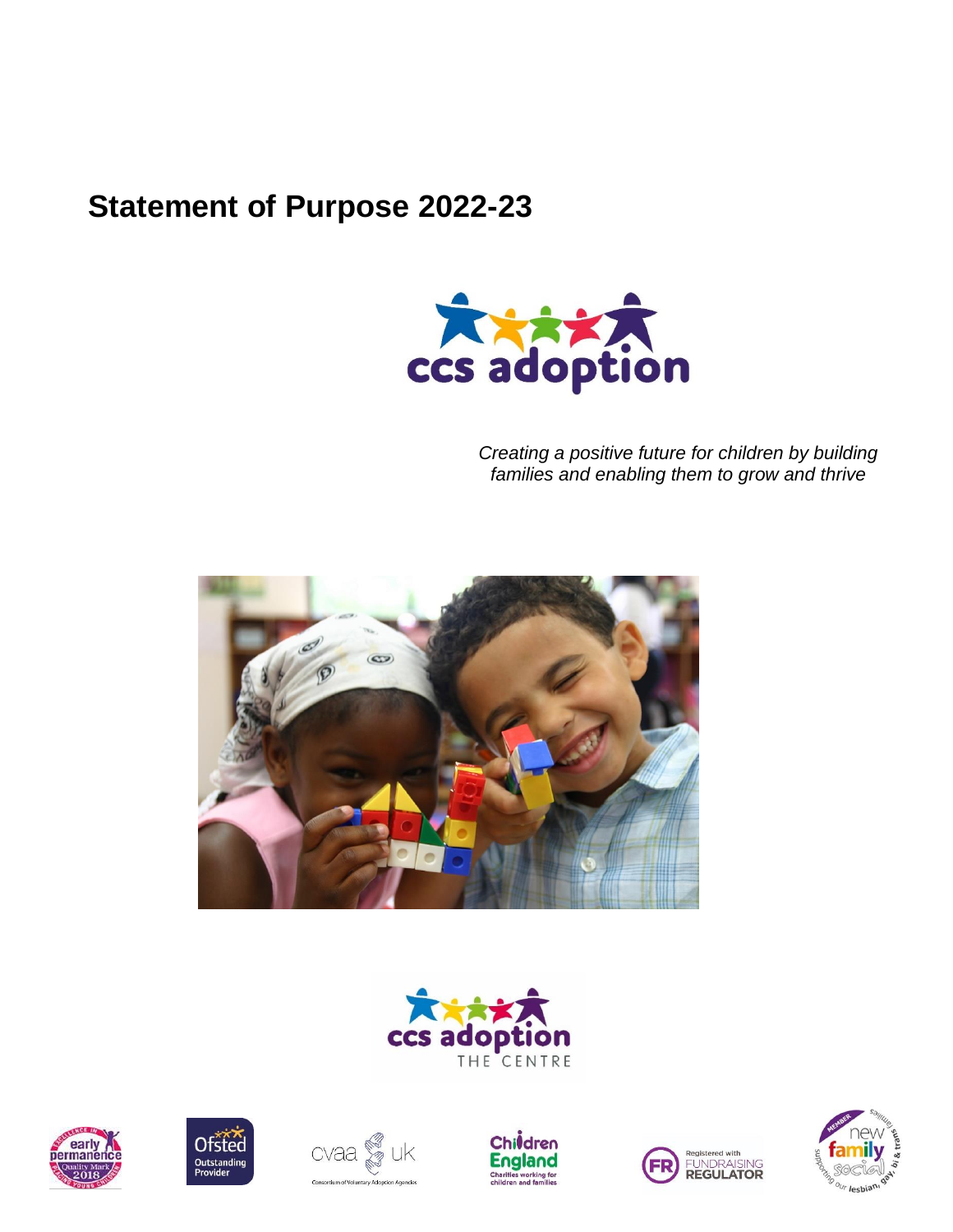# Statement of Purpose 2022-23

*Creating a positive future for children by building families and enabling them to grow and thrive*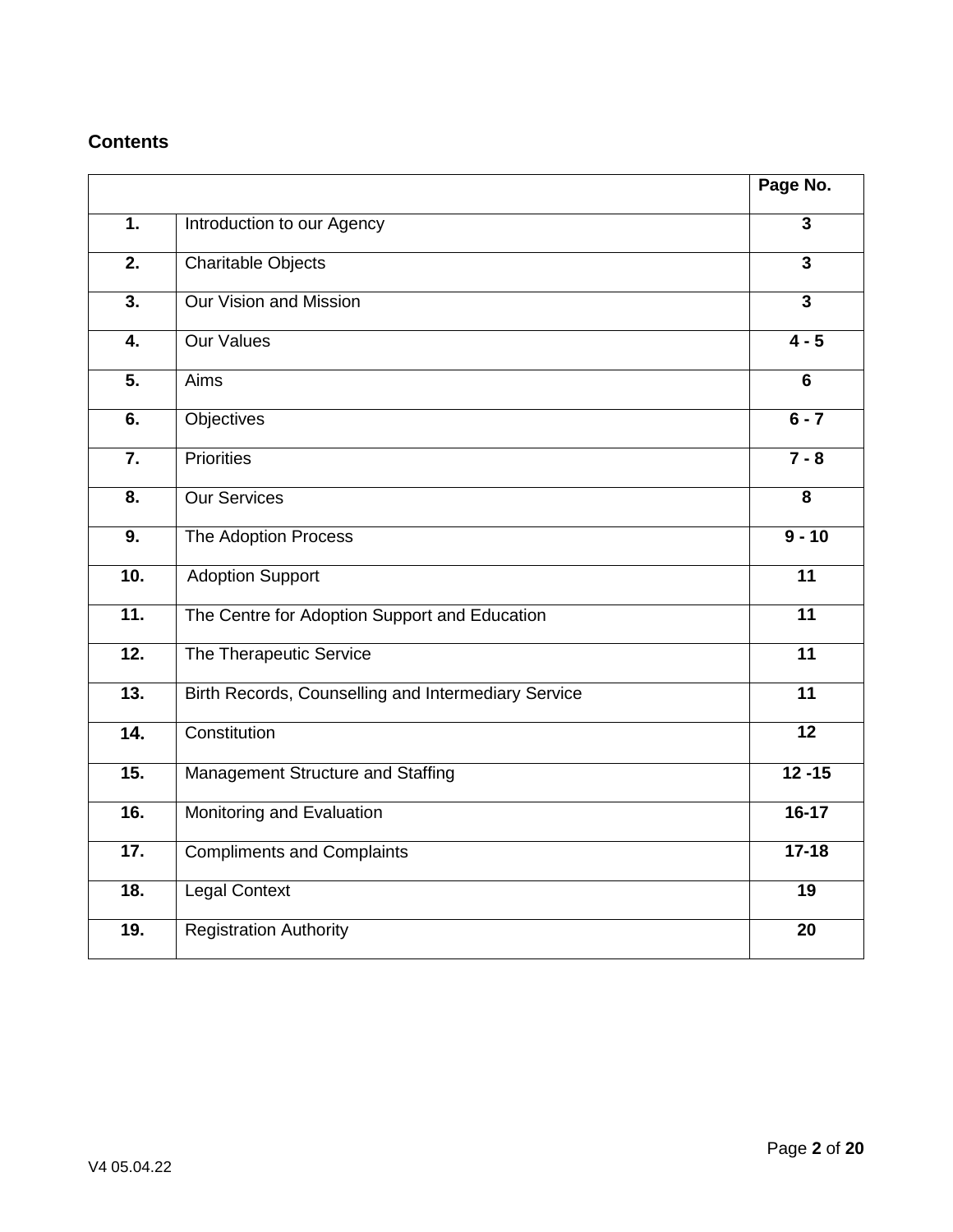## Contents

| | | Page No. |
|---|---|---|
| **1.** | Introduction to our Agency | **3** |
| **2.** | Charitable Objects | **3** |
| **3.** | Our Vision and Mission | **3** |
| **4.** | Our Values | **4 - 5** |
| **5.** | Aims | **6** |
| **6.** | Objectives | **6 - 7** |
| **7.** | Priorities | **7 - 8** |
| **8.** | Our Services | **8** |
| **9.** | The Adoption Process | **9 - 10** |
| **10.** | Adoption Support | **11** |
| **11.** | The Centre for Adoption Support and Education | **11** |
| **12.** | The Therapeutic Service | **11** |
| **13.** | Birth Records, Counselling and Intermediary Service | **11** |
| **14.** | Constitution | **12** |
| **15.** | Management Structure and Staffing | **12 -15** |
| **16.** | Monitoring and Evaluation | **16-17** |
| **17.** | Compliments and Complaints | **17-18** |
| **18.** | Legal Context | **19** |
| **19.** | Registration Authority | **20** |

V4 05.04.22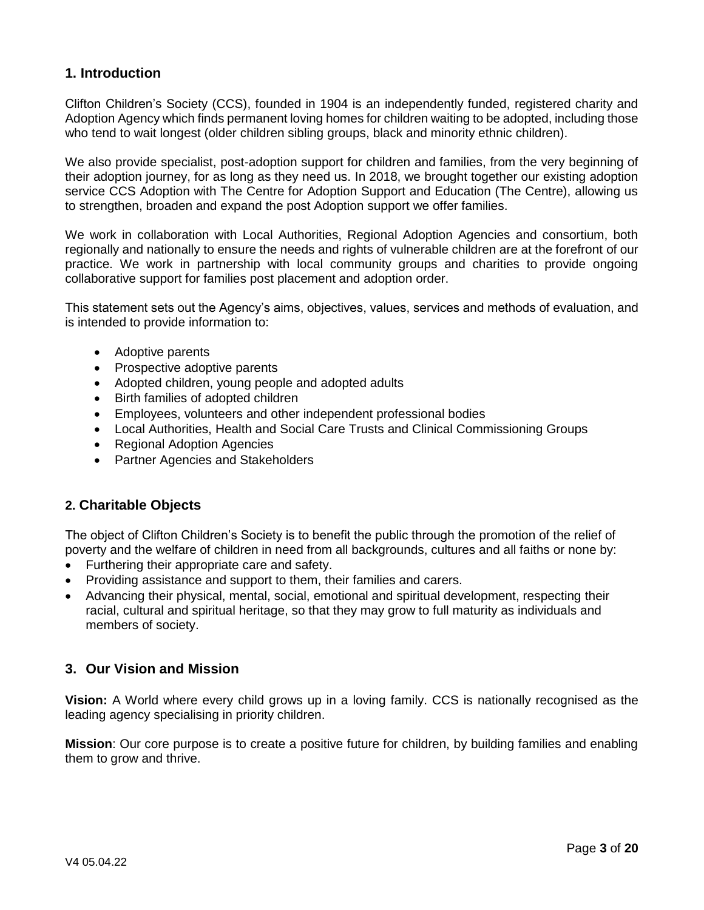## 1. Introduction

Clifton Children's Society (CCS), founded in 1904 is an independently funded, registered charity and Adoption Agency which finds permanent loving homes for children waiting to be adopted, including those who tend to wait longest (older children sibling groups, black and minority ethnic children).

We also provide specialist, post-adoption support for children and families, from the very beginning of their adoption journey, for as long as they need us. In 2018, we brought together our existing adoption service CCS Adoption with The Centre for Adoption Support and Education (The Centre), allowing us to strengthen, broaden and expand the post Adoption support we offer families.

We work in collaboration with Local Authorities, Regional Adoption Agencies and consortium, both regionally and nationally to ensure the needs and rights of vulnerable children are at the forefront of our practice. We work in partnership with local community groups and charities to provide ongoing collaborative support for families post placement and adoption order.

This statement sets out the Agency's aims, objectives, values, services and methods of evaluation, and is intended to provide information to:

- Adoptive parents
- Prospective adoptive parents
- Adopted children, young people and adopted adults
- Birth families of adopted children
- Employees, volunteers and other independent professional bodies
- Local Authorities, Health and Social Care Trusts and Clinical Commissioning Groups
- Regional Adoption Agencies
- Partner Agencies and Stakeholders

## 2. Charitable Objects

The object of Clifton Children's Society is to benefit the public through the promotion of the relief of poverty and the welfare of children in need from all backgrounds, cultures and all faiths or none by:

- Furthering their appropriate care and safety.
- Providing assistance and support to them, their families and carers.
- Advancing their physical, mental, social, emotional and spiritual development, respecting their racial, cultural and spiritual heritage, so that they may grow to full maturity as individuals and members of society.

## 3. Our Vision and Mission

**Vision:** A World where every child grows up in a loving family. CCS is nationally recognised as the leading agency specialising in priority children.

**Mission**: Our core purpose is to create a positive future for children, by building families and enabling them to grow and thrive.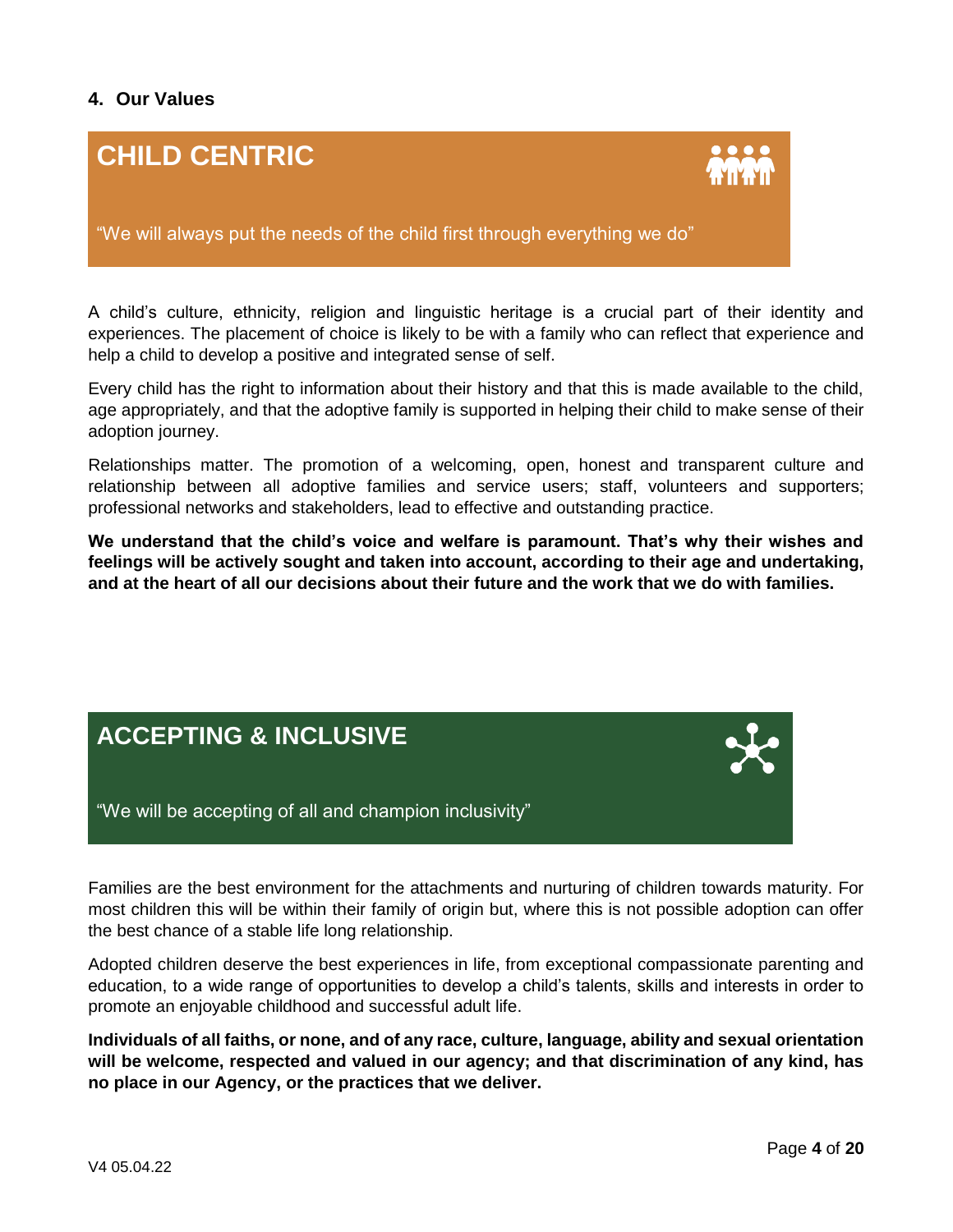## 4. Our Values

### CHILD CENTRIC

"We will always put the needs of the child first through everything we do"

A child's culture, ethnicity, religion and linguistic heritage is a crucial part of their identity and experiences. The placement of choice is likely to be with a family who can reflect that experience and help a child to develop a positive and integrated sense of self.

Every child has the right to information about their history and that this is made available to the child, age appropriately, and that the adoptive family is supported in helping their child to make sense of their adoption journey.

Relationships matter. The promotion of a welcoming, open, honest and transparent culture and relationship between all adoptive families and service users; staff, volunteers and supporters; professional networks and stakeholders, lead to effective and outstanding practice.

**We understand that the child's voice and welfare is paramount. That's why their wishes and feelings will be actively sought and taken into account, according to their age and undertaking, and at the heart of all our decisions about their future and the work that we do with families.**

### ACCEPTING & INCLUSIVE

"We will be accepting of all and champion inclusivity"

Families are the best environment for the attachments and nurturing of children towards maturity. For most children this will be within their family of origin but, where this is not possible adoption can offer the best chance of a stable life long relationship.

Adopted children deserve the best experiences in life, from exceptional compassionate parenting and education, to a wide range of opportunities to develop a child's talents, skills and interests in order to promote an enjoyable childhood and successful adult life.

**Individuals of all faiths, or none, and of any race, culture, language, ability and sexual orientation will be welcome, respected and valued in our agency; and that discrimination of any kind, has no place in our Agency, or the practices that we deliver.**

V4 05.04.22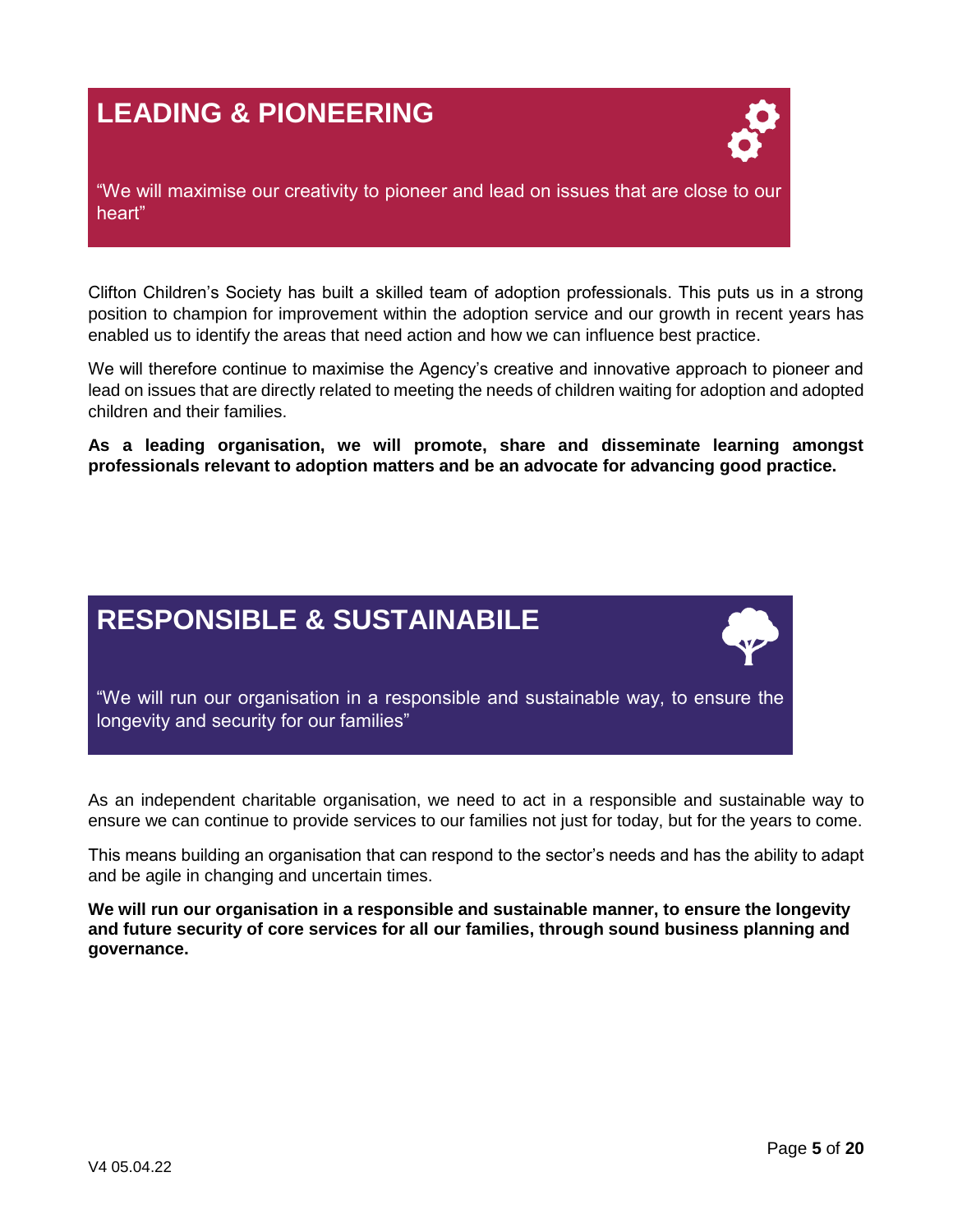## LEADING & PIONEERING

"We will maximise our creativity to pioneer and lead on issues that are close to our heart"

Clifton Children's Society has built a skilled team of adoption professionals. This puts us in a strong position to champion for improvement within the adoption service and our growth in recent years has enabled us to identify the areas that need action and how we can influence best practice.

We will therefore continue to maximise the Agency's creative and innovative approach to pioneer and lead on issues that are directly related to meeting the needs of children waiting for adoption and adopted children and their families.

**As a leading organisation, we will promote, share and disseminate learning amongst professionals relevant to adoption matters and be an advocate for advancing good practice.**

## RESPONSIBLE & SUSTAINABILE

"We will run our organisation in a responsible and sustainable way, to ensure the longevity and security for our families"

As an independent charitable organisation, we need to act in a responsible and sustainable way to ensure we can continue to provide services to our families not just for today, but for the years to come.

This means building an organisation that can respond to the sector's needs and has the ability to adapt and be agile in changing and uncertain times.

**We will run our organisation in a responsible and sustainable manner, to ensure the longevity and future security of core services for all our families, through sound business planning and governance.**

V4 05.04.22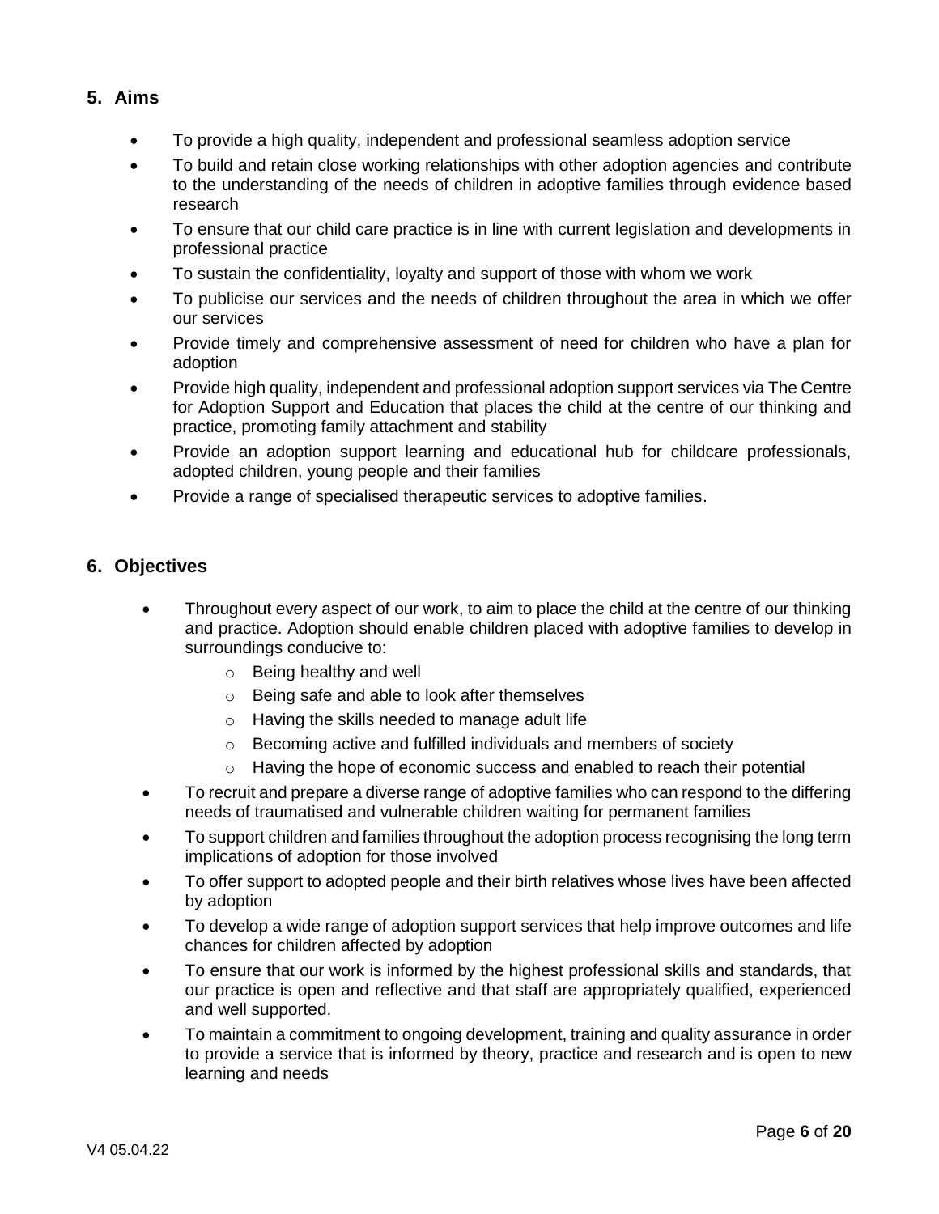## 5. Aims

- To provide a high quality, independent and professional seamless adoption service
- To build and retain close working relationships with other adoption agencies and contribute to the understanding of the needs of children in adoptive families through evidence based research
- To ensure that our child care practice is in line with current legislation and developments in professional practice
- To sustain the confidentiality, loyalty and support of those with whom we work
- To publicise our services and the needs of children throughout the area in which we offer our services
- Provide timely and comprehensive assessment of need for children who have a plan for adoption
- Provide high quality, independent and professional adoption support services via The Centre for Adoption Support and Education that places the child at the centre of our thinking and practice, promoting family attachment and stability
- Provide an adoption support learning and educational hub for childcare professionals, adopted children, young people and their families
- Provide a range of specialised therapeutic services to adoptive families.

## 6. Objectives

- Throughout every aspect of our work, to aim to place the child at the centre of our thinking and practice. Adoption should enable children placed with adoptive families to develop in surroundings conducive to:
  - Being healthy and well
  - Being safe and able to look after themselves
  - Having the skills needed to manage adult life
  - Becoming active and fulfilled individuals and members of society
  - Having the hope of economic success and enabled to reach their potential
- To recruit and prepare a diverse range of adoptive families who can respond to the differing needs of traumatised and vulnerable children waiting for permanent families
- To support children and families throughout the adoption process recognising the long term implications of adoption for those involved
- To offer support to adopted people and their birth relatives whose lives have been affected by adoption
- To develop a wide range of adoption support services that help improve outcomes and life chances for children affected by adoption
- To ensure that our work is informed by the highest professional skills and standards, that our practice is open and reflective and that staff are appropriately qualified, experienced and well supported.
- To maintain a commitment to ongoing development, training and quality assurance in order to provide a service that is informed by theory, practice and research and is open to new learning and needs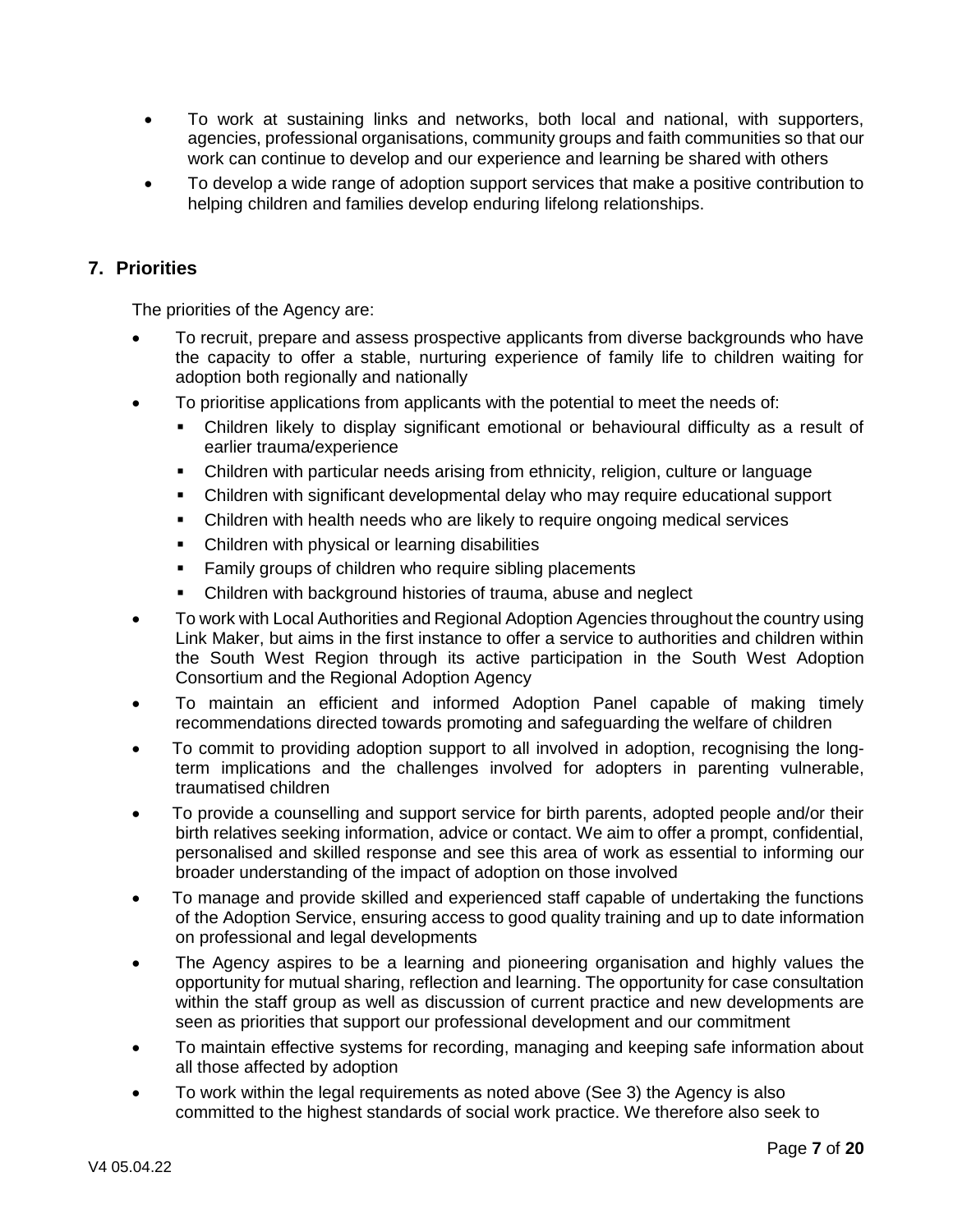- To work at sustaining links and networks, both local and national, with supporters, agencies, professional organisations, community groups and faith communities so that our work can continue to develop and our experience and learning be shared with others
- To develop a wide range of adoption support services that make a positive contribution to helping children and families develop enduring lifelong relationships.

## 7. Priorities

The priorities of the Agency are:

- To recruit, prepare and assess prospective applicants from diverse backgrounds who have the capacity to offer a stable, nurturing experience of family life to children waiting for adoption both regionally and nationally
- To prioritise applications from applicants with the potential to meet the needs of:
  - Children likely to display significant emotional or behavioural difficulty as a result of earlier trauma/experience
  - Children with particular needs arising from ethnicity, religion, culture or language
  - Children with significant developmental delay who may require educational support
  - Children with health needs who are likely to require ongoing medical services
  - Children with physical or learning disabilities
  - Family groups of children who require sibling placements
  - Children with background histories of trauma, abuse and neglect
- To work with Local Authorities and Regional Adoption Agencies throughout the country using Link Maker, but aims in the first instance to offer a service to authorities and children within the South West Region through its active participation in the South West Adoption Consortium and the Regional Adoption Agency
- To maintain an efficient and informed Adoption Panel capable of making timely recommendations directed towards promoting and safeguarding the welfare of children
- To commit to providing adoption support to all involved in adoption, recognising the long-term implications and the challenges involved for adopters in parenting vulnerable, traumatised children
- To provide a counselling and support service for birth parents, adopted people and/or their birth relatives seeking information, advice or contact. We aim to offer a prompt, confidential, personalised and skilled response and see this area of work as essential to informing our broader understanding of the impact of adoption on those involved
- To manage and provide skilled and experienced staff capable of undertaking the functions of the Adoption Service, ensuring access to good quality training and up to date information on professional and legal developments
- The Agency aspires to be a learning and pioneering organisation and highly values the opportunity for mutual sharing, reflection and learning. The opportunity for case consultation within the staff group as well as discussion of current practice and new developments are seen as priorities that support our professional development and our commitment
- To maintain effective systems for recording, managing and keeping safe information about all those affected by adoption
- To work within the legal requirements as noted above (See 3) the Agency is also committed to the highest standards of social work practice. We therefore also seek to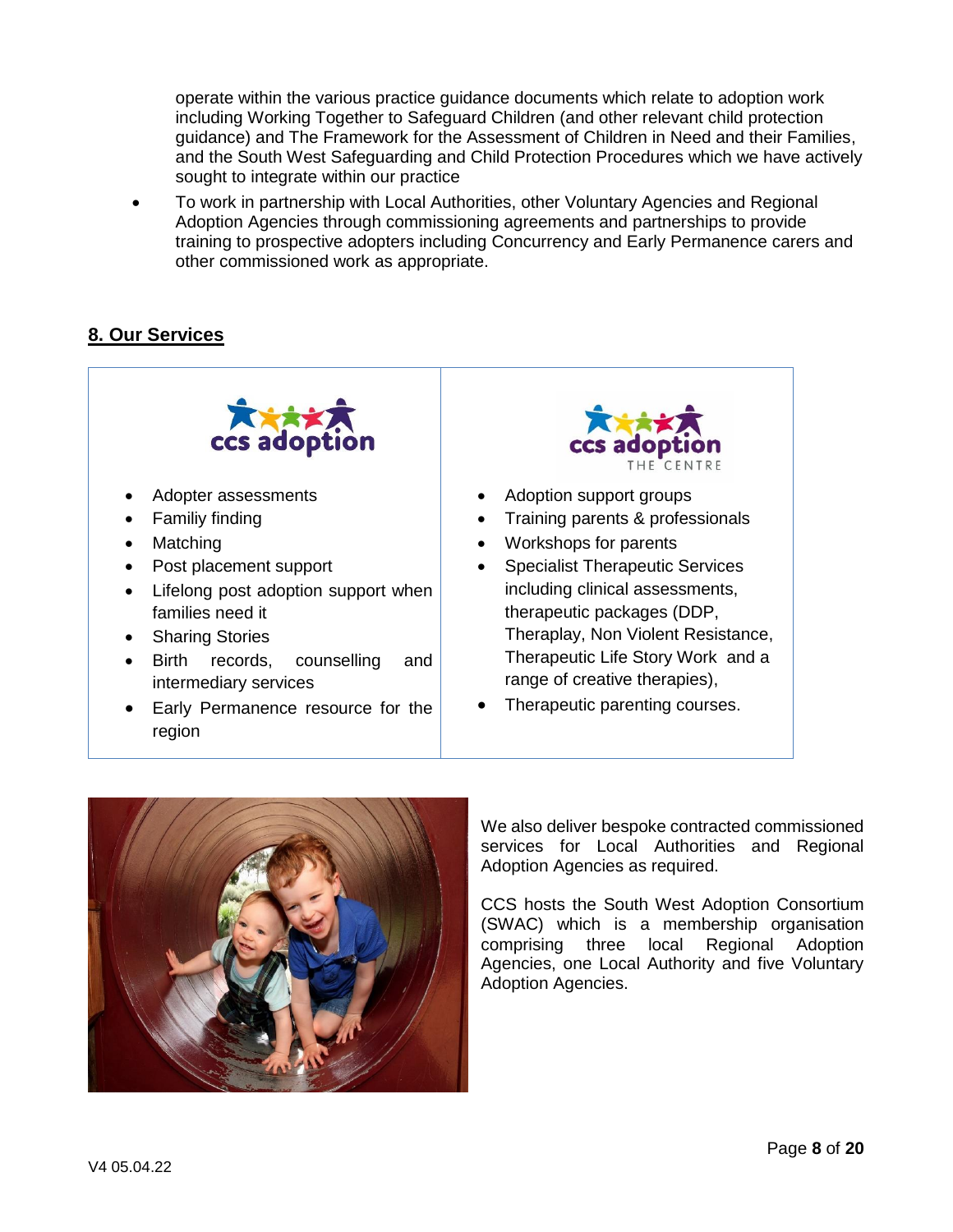operate within the various practice guidance documents which relate to adoption work including Working Together to Safeguard Children (and other relevant child protection guidance) and The Framework for the Assessment of Children in Need and their Families, and the South West Safeguarding and Child Protection Procedures which we have actively sought to integrate within our practice

- To work in partnership with Local Authorities, other Voluntary Agencies and Regional Adoption Agencies through commissioning agreements and partnerships to provide training to prospective adopters including Concurrency and Early Permanence carers and other commissioned work as appropriate.

## 8. Our Services

**ccs adoption**

- Adopter assessments
- Familiy finding
- Matching
- Post placement support
- Lifelong post adoption support when families need it
- Sharing Stories
- Birth records, counselling and intermediary services
- Early Permanence resource for the region

**ccs adoption THE CENTRE**

- Adoption support groups
- Training parents & professionals
- Workshops for parents
- Specialist Therapeutic Services including clinical assessments, therapeutic packages (DDP, Theraplay, Non Violent Resistance, Therapeutic Life Story Work and a range of creative therapies),
- Therapeutic parenting courses.

We also deliver bespoke contracted commissioned services for Local Authorities and Regional Adoption Agencies as required.

CCS hosts the South West Adoption Consortium (SWAC) which is a membership organisation comprising three local Regional Adoption Agencies, one Local Authority and five Voluntary Adoption Agencies.

V4 05.04.22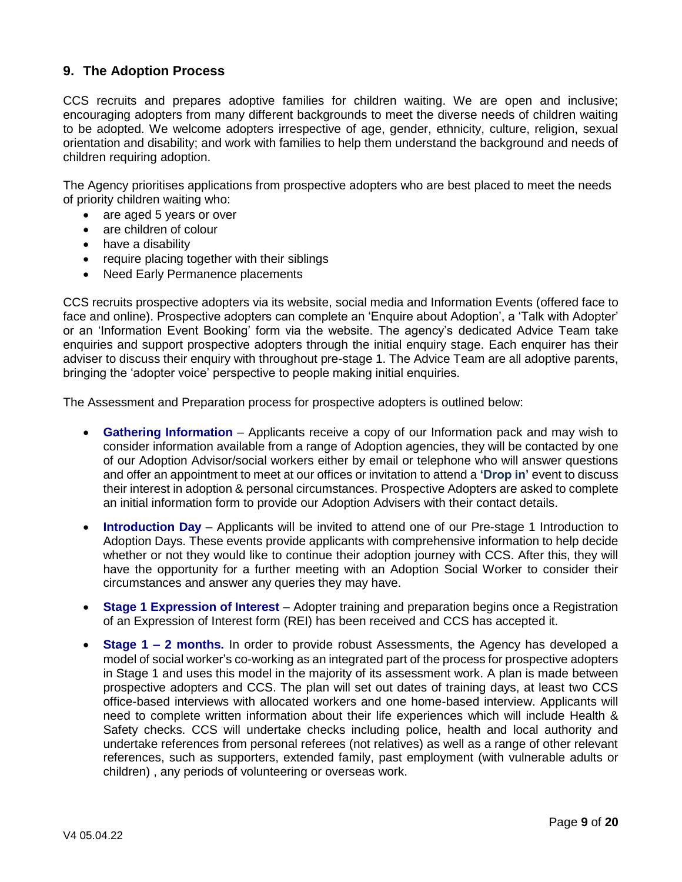## 9. The Adoption Process

CCS recruits and prepares adoptive families for children waiting. We are open and inclusive; encouraging adopters from many different backgrounds to meet the diverse needs of children waiting to be adopted. We welcome adopters irrespective of age, gender, ethnicity, culture, religion, sexual orientation and disability; and work with families to help them understand the background and needs of children requiring adoption.

The Agency prioritises applications from prospective adopters who are best placed to meet the needs of priority children waiting who:

- are aged 5 years or over
- are children of colour
- have a disability
- require placing together with their siblings
- Need Early Permanence placements

CCS recruits prospective adopters via its website, social media and Information Events (offered face to face and online). Prospective adopters can complete an 'Enquire about Adoption', a 'Talk with Adopter' or an 'Information Event Booking' form via the website. The agency's dedicated Advice Team take enquiries and support prospective adopters through the initial enquiry stage. Each enquirer has their adviser to discuss their enquiry with throughout pre-stage 1. The Advice Team are all adoptive parents, bringing the 'adopter voice' perspective to people making initial enquiries.

The Assessment and Preparation process for prospective adopters is outlined below:

- **Gathering Information** – Applicants receive a copy of our Information pack and may wish to consider information available from a range of Adoption agencies, they will be contacted by one of our Adoption Advisor/social workers either by email or telephone who will answer questions and offer an appointment to meet at our offices or invitation to attend a **'Drop in'** event to discuss their interest in adoption & personal circumstances. Prospective Adopters are asked to complete an initial information form to provide our Adoption Advisers with their contact details.

- **Introduction Day** – Applicants will be invited to attend one of our Pre-stage 1 Introduction to Adoption Days. These events provide applicants with comprehensive information to help decide whether or not they would like to continue their adoption journey with CCS. After this, they will have the opportunity for a further meeting with an Adoption Social Worker to consider their circumstances and answer any queries they may have.

- **Stage 1 Expression of Interest** – Adopter training and preparation begins once a Registration of an Expression of Interest form (REI) has been received and CCS has accepted it.

- **Stage 1 – 2 months.** In order to provide robust Assessments, the Agency has developed a model of social worker's co-working as an integrated part of the process for prospective adopters in Stage 1 and uses this model in the majority of its assessment work. A plan is made between prospective adopters and CCS. The plan will set out dates of training days, at least two CCS office-based interviews with allocated workers and one home-based interview. Applicants will need to complete written information about their life experiences which will include Health & Safety checks. CCS will undertake checks including police, health and local authority and undertake references from personal referees (not relatives) as well as a range of other relevant references, such as supporters, extended family, past employment (with vulnerable adults or children) , any periods of volunteering or overseas work.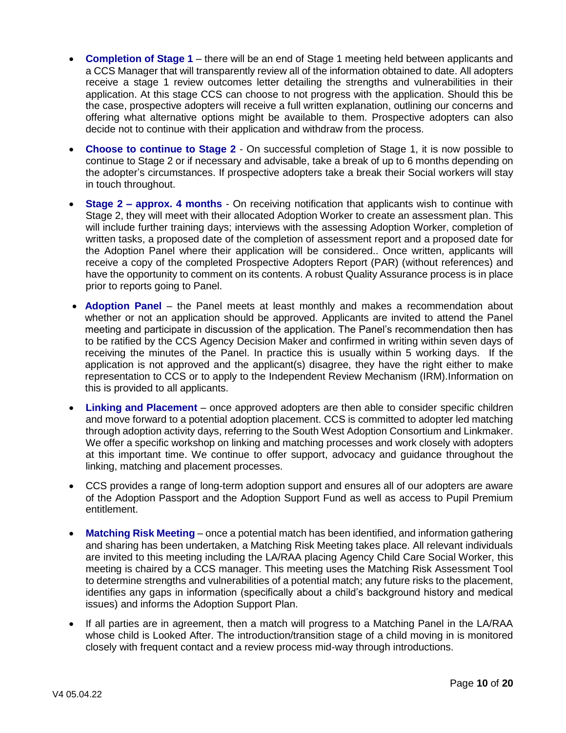- **Completion of Stage 1** – there will be an end of Stage 1 meeting held between applicants and a CCS Manager that will transparently review all of the information obtained to date. All adopters receive a stage 1 review outcomes letter detailing the strengths and vulnerabilities in their application. At this stage CCS can choose to not progress with the application. Should this be the case, prospective adopters will receive a full written explanation, outlining our concerns and offering what alternative options might be available to them. Prospective adopters can also decide not to continue with their application and withdraw from the process.

- **Choose to continue to Stage 2** - On successful completion of Stage 1, it is now possible to continue to Stage 2 or if necessary and advisable, take a break of up to 6 months depending on the adopter's circumstances. If prospective adopters take a break their Social workers will stay in touch throughout.

- **Stage 2 – approx. 4 months** - On receiving notification that applicants wish to continue with Stage 2, they will meet with their allocated Adoption Worker to create an assessment plan. This will include further training days; interviews with the assessing Adoption Worker, completion of written tasks, a proposed date of the completion of assessment report and a proposed date for the Adoption Panel where their application will be considered.. Once written, applicants will receive a copy of the completed Prospective Adopters Report (PAR) (without references) and have the opportunity to comment on its contents. A robust Quality Assurance process is in place prior to reports going to Panel.

- **Adoption Panel** – the Panel meets at least monthly and makes a recommendation about whether or not an application should be approved. Applicants are invited to attend the Panel meeting and participate in discussion of the application. The Panel's recommendation then has to be ratified by the CCS Agency Decision Maker and confirmed in writing within seven days of receiving the minutes of the Panel. In practice this is usually within 5 working days. If the application is not approved and the applicant(s) disagree, they have the right either to make representation to CCS or to apply to the Independent Review Mechanism (IRM).Information on this is provided to all applicants.

- **Linking and Placement** – once approved adopters are then able to consider specific children and move forward to a potential adoption placement. CCS is committed to adopter led matching through adoption activity days, referring to the South West Adoption Consortium and Linkmaker. We offer a specific workshop on linking and matching processes and work closely with adopters at this important time. We continue to offer support, advocacy and guidance throughout the linking, matching and placement processes.

- CCS provides a range of long-term adoption support and ensures all of our adopters are aware of the Adoption Passport and the Adoption Support Fund as well as access to Pupil Premium entitlement.

- **Matching Risk Meeting** – once a potential match has been identified, and information gathering and sharing has been undertaken, a Matching Risk Meeting takes place. All relevant individuals are invited to this meeting including the LA/RAA placing Agency Child Care Social Worker, this meeting is chaired by a CCS manager. This meeting uses the Matching Risk Assessment Tool to determine strengths and vulnerabilities of a potential match; any future risks to the placement, identifies any gaps in information (specifically about a child's background history and medical issues) and informs the Adoption Support Plan.

- If all parties are in agreement, then a match will progress to a Matching Panel in the LA/RAA whose child is Looked After. The introduction/transition stage of a child moving in is monitored closely with frequent contact and a review process mid-way through introductions.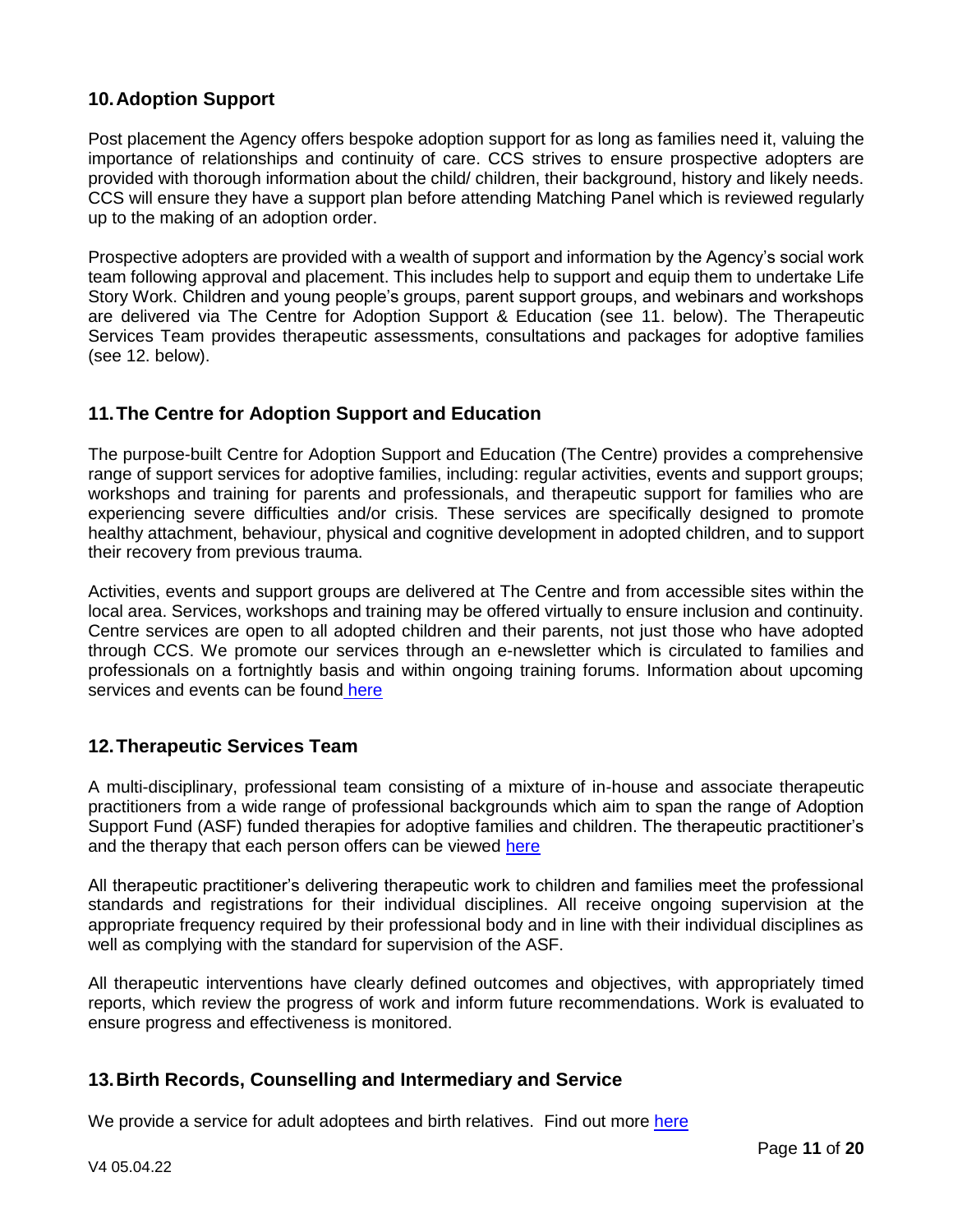## 10. Adoption Support

Post placement the Agency offers bespoke adoption support for as long as families need it, valuing the importance of relationships and continuity of care. CCS strives to ensure prospective adopters are provided with thorough information about the child/ children, their background, history and likely needs. CCS will ensure they have a support plan before attending Matching Panel which is reviewed regularly up to the making of an adoption order.

Prospective adopters are provided with a wealth of support and information by the Agency's social work team following approval and placement. This includes help to support and equip them to undertake Life Story Work. Children and young people's groups, parent support groups, and webinars and workshops are delivered via The Centre for Adoption Support & Education (see 11. below). The Therapeutic Services Team provides therapeutic assessments, consultations and packages for adoptive families (see 12. below).

## 11. The Centre for Adoption Support and Education

The purpose-built Centre for Adoption Support and Education (The Centre) provides a comprehensive range of support services for adoptive families, including: regular activities, events and support groups; workshops and training for parents and professionals, and therapeutic support for families who are experiencing severe difficulties and/or crisis. These services are specifically designed to promote healthy attachment, behaviour, physical and cognitive development in adopted children, and to support their recovery from previous trauma.

Activities, events and support groups are delivered at The Centre and from accessible sites within the local area. Services, workshops and training may be offered virtually to ensure inclusion and continuity. Centre services are open to all adopted children and their parents, not just those who have adopted through CCS. We promote our services through an e-newsletter which is circulated to families and professionals on a fortnightly basis and within ongoing training forums. Information about upcoming services and events can be found here

## 12. Therapeutic Services Team

A multi-disciplinary, professional team consisting of a mixture of in-house and associate therapeutic practitioners from a wide range of professional backgrounds which aim to span the range of Adoption Support Fund (ASF) funded therapies for adoptive families and children. The therapeutic practitioner's and the therapy that each person offers can be viewed here

All therapeutic practitioner's delivering therapeutic work to children and families meet the professional standards and registrations for their individual disciplines. All receive ongoing supervision at the appropriate frequency required by their professional body and in line with their individual disciplines as well as complying with the standard for supervision of the ASF.

All therapeutic interventions have clearly defined outcomes and objectives, with appropriately timed reports, which review the progress of work and inform future recommendations. Work is evaluated to ensure progress and effectiveness is monitored.

## 13. Birth Records, Counselling and Intermediary and Service

We provide a service for adult adoptees and birth relatives. Find out more here

V4 05.04.22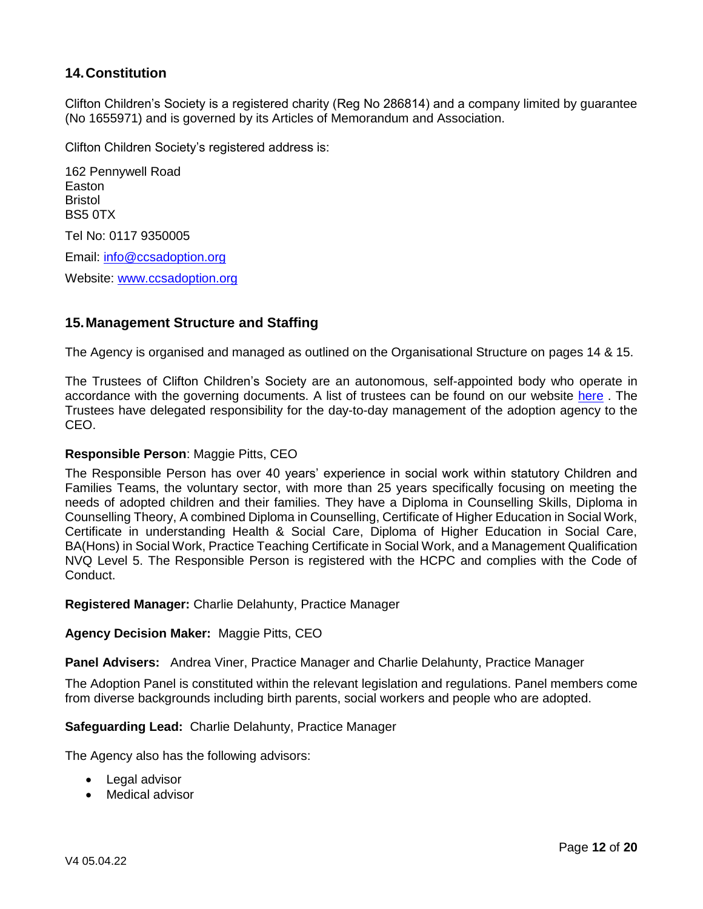## 14. Constitution

Clifton Children's Society is a registered charity (Reg No 286814) and a company limited by guarantee (No 1655971) and is governed by its Articles of Memorandum and Association.

Clifton Children Society's registered address is:

162 Pennywell Road
Easton
Bristol
BS5 0TX

Tel No: 0117 9350005

Email: info@ccsadoption.org

Website: www.ccsadoption.org

## 15. Management Structure and Staffing

The Agency is organised and managed as outlined on the Organisational Structure on pages 14 & 15.

The Trustees of Clifton Children's Society are an autonomous, self-appointed body who operate in accordance with the governing documents. A list of trustees can be found on our website here . The Trustees have delegated responsibility for the day-to-day management of the adoption agency to the CEO.

**Responsible Person**: Maggie Pitts, CEO

The Responsible Person has over 40 years' experience in social work within statutory Children and Families Teams, the voluntary sector, with more than 25 years specifically focusing on meeting the needs of adopted children and their families. They have a Diploma in Counselling Skills, Diploma in Counselling Theory, A combined Diploma in Counselling, Certificate of Higher Education in Social Work, Certificate in understanding Health & Social Care, Diploma of Higher Education in Social Care, BA(Hons) in Social Work, Practice Teaching Certificate in Social Work, and a Management Qualification NVQ Level 5. The Responsible Person is registered with the HCPC and complies with the Code of Conduct.

**Registered Manager:** Charlie Delahunty, Practice Manager

**Agency Decision Maker:** Maggie Pitts, CEO

**Panel Advisers:** Andrea Viner, Practice Manager and Charlie Delahunty, Practice Manager

The Adoption Panel is constituted within the relevant legislation and regulations. Panel members come from diverse backgrounds including birth parents, social workers and people who are adopted.

**Safeguarding Lead:** Charlie Delahunty, Practice Manager

The Agency also has the following advisors:

- Legal advisor
- Medical advisor

V4 05.04.22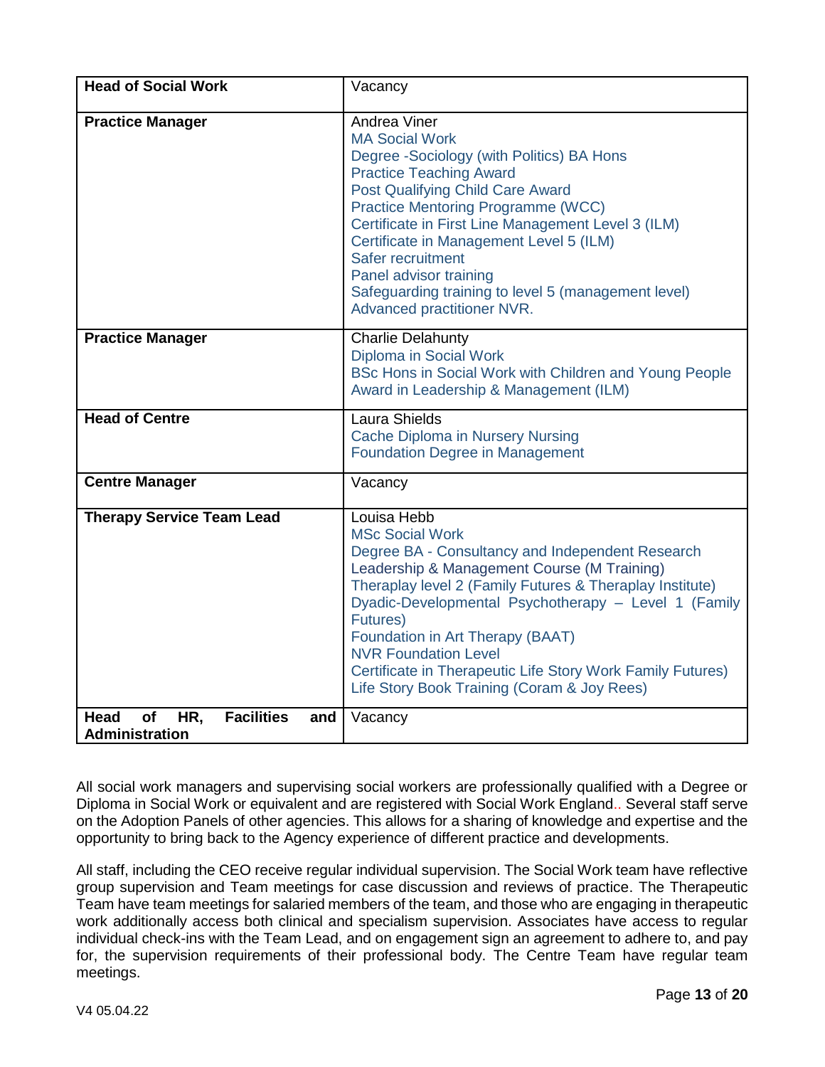| Head of Social Work | Vacancy |
|---|---|
| **Practice Manager** | Andrea Viner<br>MA Social Work<br>Degree -Sociology (with Politics) BA Hons<br>Practice Teaching Award<br>Post Qualifying Child Care Award<br>Practice Mentoring Programme (WCC)<br>Certificate in First Line Management Level 3 (ILM)<br>Certificate in Management Level 5 (ILM)<br>Safer recruitment<br>Panel advisor training<br>Safeguarding training to level 5 (management level)<br>Advanced practitioner NVR. |
| **Practice Manager** | Charlie Delahunty<br>Diploma in Social Work<br>BSc Hons in Social Work with Children and Young People<br>Award in Leadership & Management (ILM) |
| **Head of Centre** | Laura Shields<br>Cache Diploma in Nursery Nursing<br>Foundation Degree in Management |
| **Centre Manager** | Vacancy |
| **Therapy Service Team Lead** | Louisa Hebb<br>MSc Social Work<br>Degree BA - Consultancy and Independent Research<br>Leadership & Management Course (M Training)<br>Theraplay level 2 (Family Futures & Theraplay Institute)<br>Dyadic-Developmental Psychotherapy – Level 1 (Family Futures)<br>Foundation in Art Therapy (BAAT)<br>NVR Foundation Level<br>Certificate in Therapeutic Life Story Work Family Futures)<br>Life Story Book Training (Coram & Joy Rees) |
| **Head of HR, Facilities and Administration** | Vacancy |

All social work managers and supervising social workers are professionally qualified with a Degree or Diploma in Social Work or equivalent and are registered with Social Work England.. Several staff serve on the Adoption Panels of other agencies. This allows for a sharing of knowledge and expertise and the opportunity to bring back to the Agency experience of different practice and developments.

All staff, including the CEO receive regular individual supervision. The Social Work team have reflective group supervision and Team meetings for case discussion and reviews of practice. The Therapeutic Team have team meetings for salaried members of the team, and those who are engaging in therapeutic work additionally access both clinical and specialism supervision. Associates have access to regular individual check-ins with the Team Lead, and on engagement sign an agreement to adhere to, and pay for, the supervision requirements of their professional body. The Centre Team have regular team meetings.

V4 05.04.22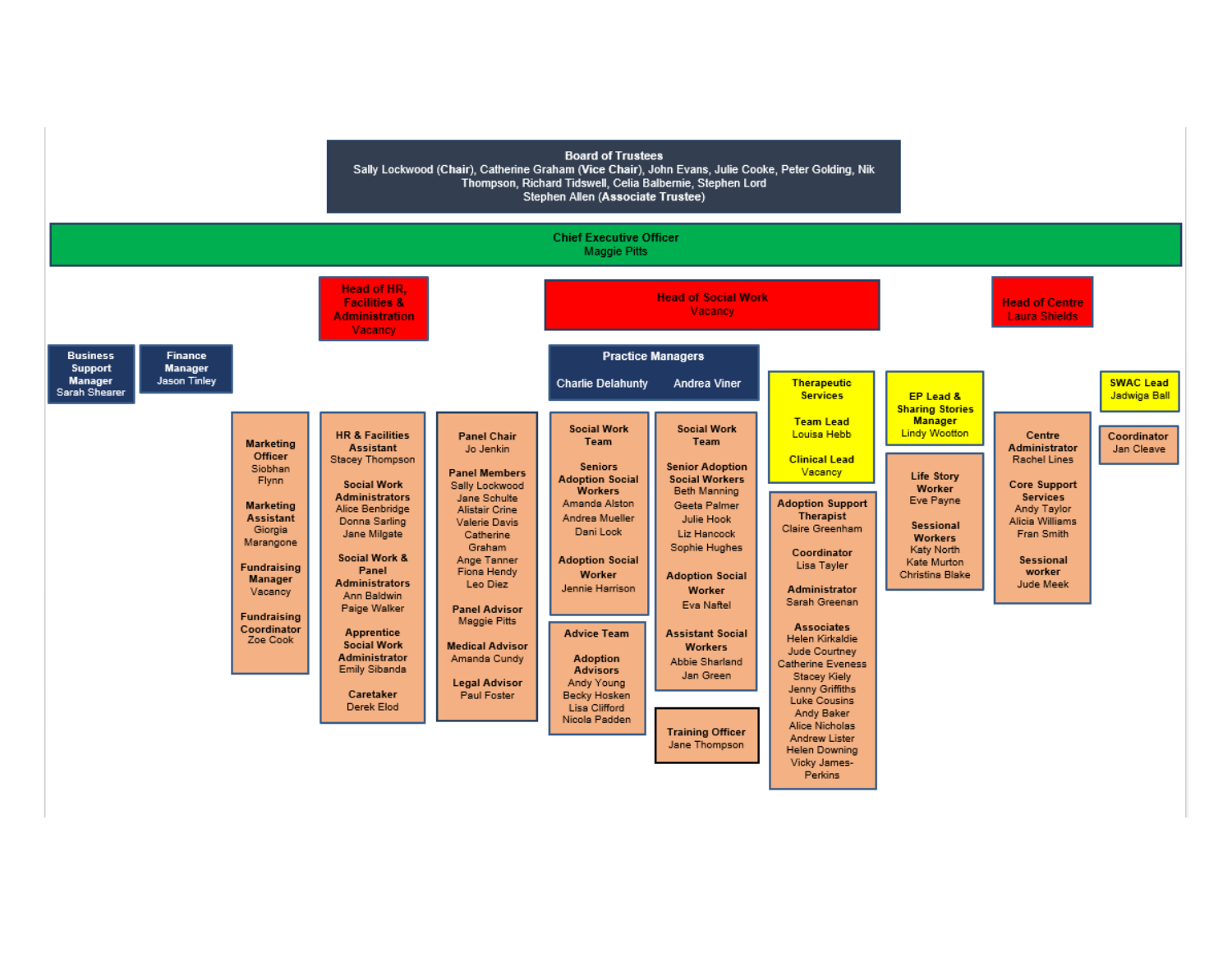## Board of Trustees

Sally Lockwood (Chair), Catherine Graham (Vice Chair), John Evans, Julie Cooke, Peter Golding, Nik Thompson, Richard Tidswell, Celia Balbernie, Stephen Lord
Stephen Allen (Associate Trustee)

## Chief Executive Officer

Maggie Pitts

---

**Business Support Manager**
Sarah Shearer

**Finance Manager**
Jason Tinley

**Marketing Officer**
Siobhan Flynn

**Marketing Assistant**
Giorgia Marangone

**Fundraising Manager**
Vacancy

**Fundraising Coordinator**
Zoe Cook

---

### Head of HR, Facilities & Administration
Vacancy

**HR & Facilities Assistant**
Stacey Thompson

**Social Work Administrators**
Alice Benbridge
Donna Sarling
Jane Milgate

**Social Work & Panel Administrators**
Ann Baldwin
Paige Walker

**Apprentice Social Work Administrator**
Emily Sibanda

**Caretaker**
Derek Elod

---

**Panel Chair**
Jo Jenkin

**Panel Members**
Sally Lockwood
Jane Schulte
Alistair Crine
Valerie Davis
Catherine Graham
Ange Tanner
Fiona Hendy
Leo Diez

**Panel Advisor**
Maggie Pitts

**Medical Advisor**
Amanda Cundy

**Legal Advisor**
Paul Foster

---

### Head of Social Work
Vacancy

**Practice Managers**
Charlie Delahunty
Andrea Viner

**Social Work Team**

**Seniors Adoption Social Workers**
Amanda Alston
Andrea Mueller
Dani Lock

**Adoption Social Worker**
Jennie Harrison

**Advice Team**

**Adoption Advisors**
Andy Young
Becky Hosken
Lisa Clifford
Nicola Padden

**Social Work Team**

**Senior Adoption Social Workers**
Beth Manning
Geeta Palmer
Julie Hook
Liz Hancock
Sophie Hughes

**Adoption Social Worker**
Eva Naftel

**Assistant Social Workers**
Abbie Sharland
Jan Green

**Training Officer**
Jane Thompson

**Therapeutic Services**

**Team Lead**
Louisa Hebb

**Clinical Lead**
Vacancy

**Adoption Support Therapist**
Claire Greenham

**Coordinator**
Lisa Tayler

**Administrator**
Sarah Greenan

**Associates**
Helen Kirkaldie
Jude Courtney
Catherine Eveness
Stacey Kiely
Jenny Griffiths
Luke Cousins
Andy Baker
Alice Nicholas
Andrew Lister
Helen Downing
Vicky James-Perkins

**EP Lead & Sharing Stories Manager**
Lindy Wootton

**Life Story Worker**
Eve Payne

**Sessional Workers**
Katy North
Kate Murton
Christina Blake

---

### Head of Centre
Laura Shields

**Centre Administrator**
Rachel Lines

**Core Support Services**
Andy Taylor
Alicia Williams
Fran Smith

**Sessional worker**
Jude Meek

**SWAC Lead**
Jadwiga Ball

**Coordinator**
Jan Cleave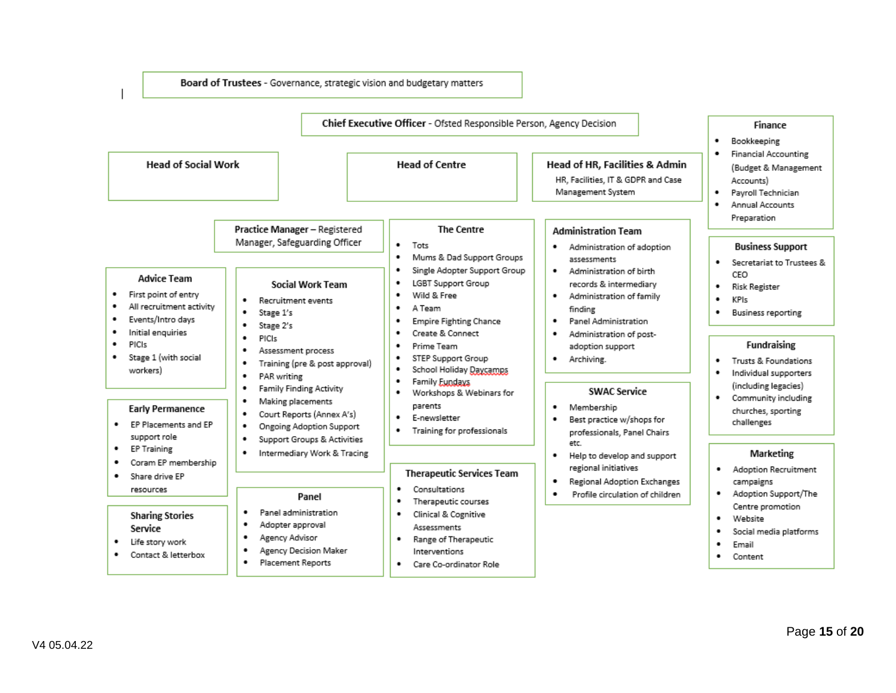**Board of Trustees** - Governance, strategic vision and budgetary matters

**Chief Executive Officer** - Ofsted Responsible Person, Agency Decision

**Head of Social Work**

**Head of Centre**

**Head of HR, Facilities & Admin**
HR, Facilities, IT & GDPR and Case Management System

**Finance**
- Bookkeeping
- Financial Accounting (Budget & Management Accounts)
- Payroll Technician
- Annual Accounts Preparation

**Practice Manager** – Registered Manager, Safeguarding Officer

**Advice Team**
- First point of entry
- All recruitment activity
- Events/Intro days
- Initial enquiries
- PICIs
- Stage 1 (with social workers)

**Early Permanence**
- EP Placements and EP support role
- EP Training
- Coram EP membership
- Share drive EP resources

**Sharing Stories Service**
- Life story work
- Contact & letterbox

**Social Work Team**
- Recruitment events
- Stage 1's
- Stage 2's
- PICIs
- Assessment process
- Training (pre & post approval)
- PAR writing
- Family Finding Activity
- Making placements
- Court Reports (Annex A's)
- Ongoing Adoption Support
- Support Groups & Activities
- Intermediary Work & Tracing

**Panel**
- Panel administration
- Adopter approval
- Agency Advisor
- Agency Decision Maker
- Placement Reports

**The Centre**
- Tots
- Mums & Dad Support Groups
- Single Adopter Support Group
- LGBT Support Group
- Wild & Free
- A Team
- Empire Fighting Chance
- Create & Connect
- Prime Team
- STEP Support Group
- School Holiday Daycamps
- Family Fundays
- Workshops & Webinars for parents
- E-newsletter
- Training for professionals

**Therapeutic Services Team**
- Consultations
- Therapeutic courses
- Clinical & Cognitive Assessments
- Range of Therapeutic Interventions
- Care Co-ordinator Role

**Administration Team**
- Administration of adoption assessments
- Administration of birth records & intermediary
- Administration of family finding
- Panel Administration
- Administration of post-adoption support
- Archiving.

**SWAC Service**
- Membership
- Best practice w/shops for professionals, Panel Chairs etc.
- Help to develop and support regional initiatives
- Regional Adoption Exchanges
- Profile circulation of children

**Business Support**
- Secretariat to Trustees & CEO
- Risk Register
- KPIs
- Business reporting

**Fundraising**
- Trusts & Foundations
- Individual supporters (including legacies)
- Community including churches, sporting challenges

**Marketing**
- Adoption Recruitment campaigns
- Adoption Support/The Centre promotion
- Website
- Social media platforms
- Email
- Content

V4 05.04.22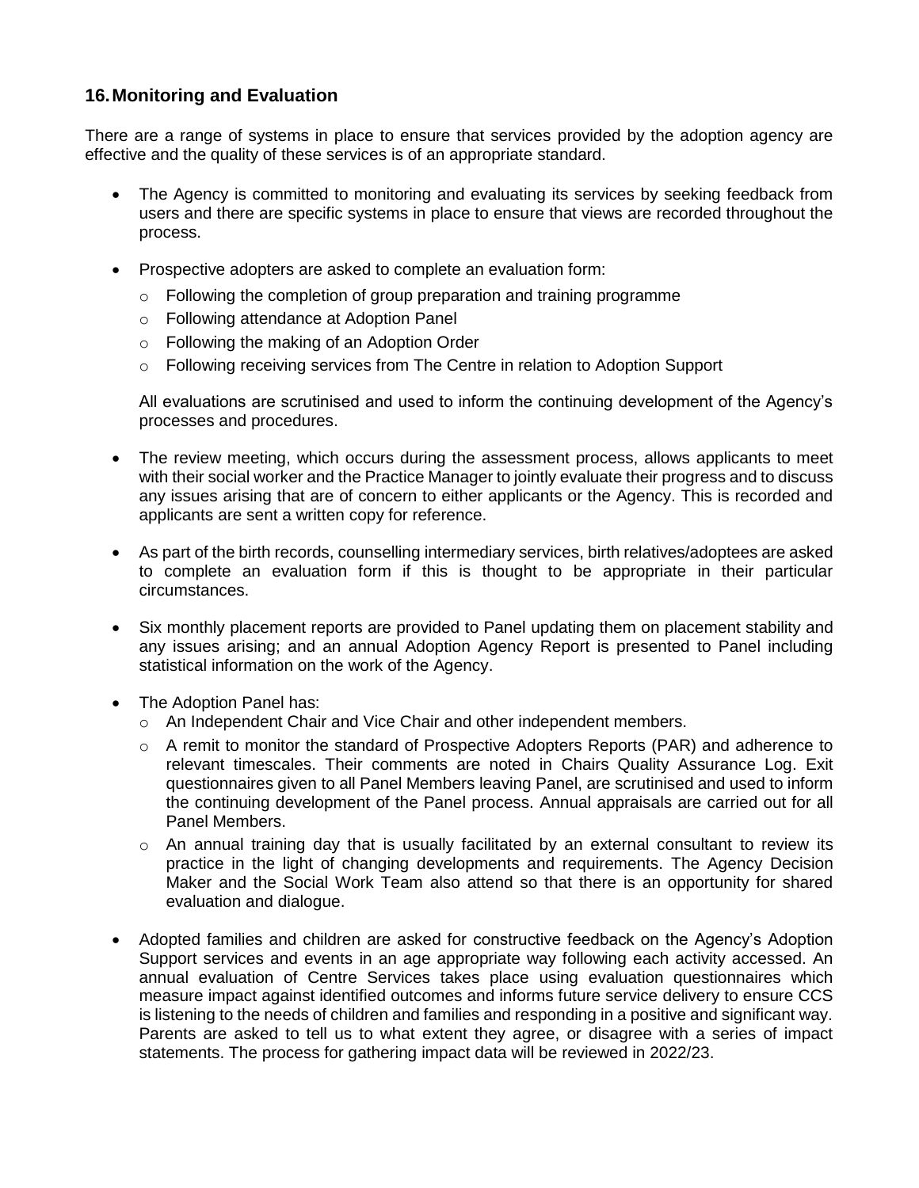## 16. Monitoring and Evaluation

There are a range of systems in place to ensure that services provided by the adoption agency are effective and the quality of these services is of an appropriate standard.

- The Agency is committed to monitoring and evaluating its services by seeking feedback from users and there are specific systems in place to ensure that views are recorded throughout the process.

- Prospective adopters are asked to complete an evaluation form:
  - Following the completion of group preparation and training programme
  - Following attendance at Adoption Panel
  - Following the making of an Adoption Order
  - Following receiving services from The Centre in relation to Adoption Support

  All evaluations are scrutinised and used to inform the continuing development of the Agency's processes and procedures.

- The review meeting, which occurs during the assessment process, allows applicants to meet with their social worker and the Practice Manager to jointly evaluate their progress and to discuss any issues arising that are of concern to either applicants or the Agency. This is recorded and applicants are sent a written copy for reference.

- As part of the birth records, counselling intermediary services, birth relatives/adoptees are asked to complete an evaluation form if this is thought to be appropriate in their particular circumstances.

- Six monthly placement reports are provided to Panel updating them on placement stability and any issues arising; and an annual Adoption Agency Report is presented to Panel including statistical information on the work of the Agency.

- The Adoption Panel has:
  - An Independent Chair and Vice Chair and other independent members.
  - A remit to monitor the standard of Prospective Adopters Reports (PAR) and adherence to relevant timescales. Their comments are noted in Chairs Quality Assurance Log. Exit questionnaires given to all Panel Members leaving Panel, are scrutinised and used to inform the continuing development of the Panel process. Annual appraisals are carried out for all Panel Members.
  - An annual training day that is usually facilitated by an external consultant to review its practice in the light of changing developments and requirements. The Agency Decision Maker and the Social Work Team also attend so that there is an opportunity for shared evaluation and dialogue.

- Adopted families and children are asked for constructive feedback on the Agency's Adoption Support services and events in an age appropriate way following each activity accessed. An annual evaluation of Centre Services takes place using evaluation questionnaires which measure impact against identified outcomes and informs future service delivery to ensure CCS is listening to the needs of children and families and responding in a positive and significant way. Parents are asked to tell us to what extent they agree, or disagree with a series of impact statements. The process for gathering impact data will be reviewed in 2022/23.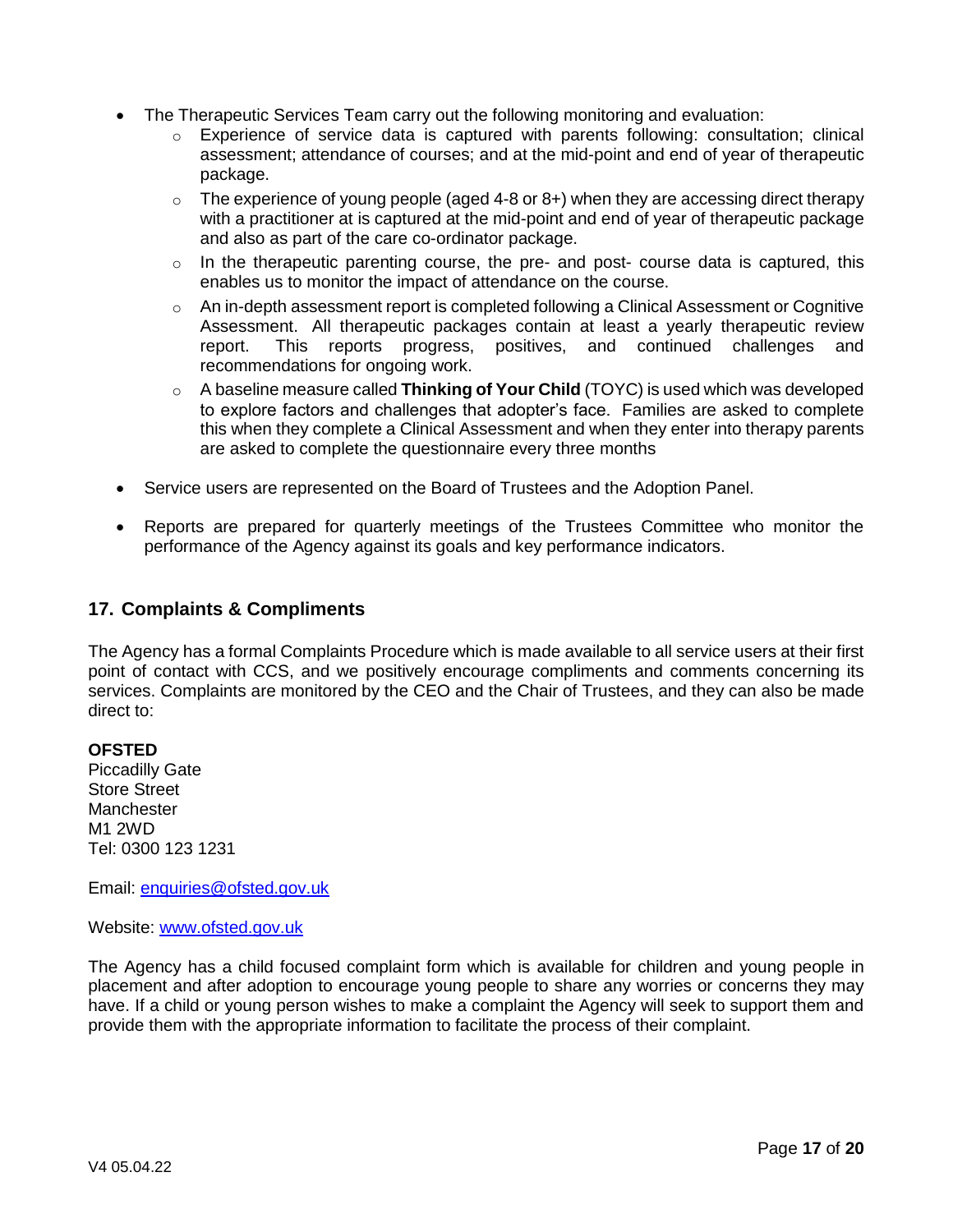- The Therapeutic Services Team carry out the following monitoring and evaluation:
    - Experience of service data is captured with parents following: consultation; clinical assessment; attendance of courses; and at the mid-point and end of year of therapeutic package.
    - The experience of young people (aged 4-8 or 8+) when they are accessing direct therapy with a practitioner at is captured at the mid-point and end of year of therapeutic package and also as part of the care co-ordinator package.
    - In the therapeutic parenting course, the pre- and post- course data is captured, this enables us to monitor the impact of attendance on the course.
    - An in-depth assessment report is completed following a Clinical Assessment or Cognitive Assessment. All therapeutic packages contain at least a yearly therapeutic review report. This reports progress, positives, and continued challenges and recommendations for ongoing work.
    - A baseline measure called **Thinking of Your Child** (TOYC) is used which was developed to explore factors and challenges that adopter's face. Families are asked to complete this when they complete a Clinical Assessment and when they enter into therapy parents are asked to complete the questionnaire every three months

- Service users are represented on the Board of Trustees and the Adoption Panel.

- Reports are prepared for quarterly meetings of the Trustees Committee who monitor the performance of the Agency against its goals and key performance indicators.

## 17. Complaints & Compliments

The Agency has a formal Complaints Procedure which is made available to all service users at their first point of contact with CCS, and we positively encourage compliments and comments concerning its services. Complaints are monitored by the CEO and the Chair of Trustees, and they can also be made direct to:

**OFSTED**
Piccadilly Gate
Store Street
Manchester
M1 2WD
Tel: 0300 123 1231

Email: enquiries@ofsted.gov.uk

Website: www.ofsted.gov.uk

The Agency has a child focused complaint form which is available for children and young people in placement and after adoption to encourage young people to share any worries or concerns they may have. If a child or young person wishes to make a complaint the Agency will seek to support them and provide them with the appropriate information to facilitate the process of their complaint.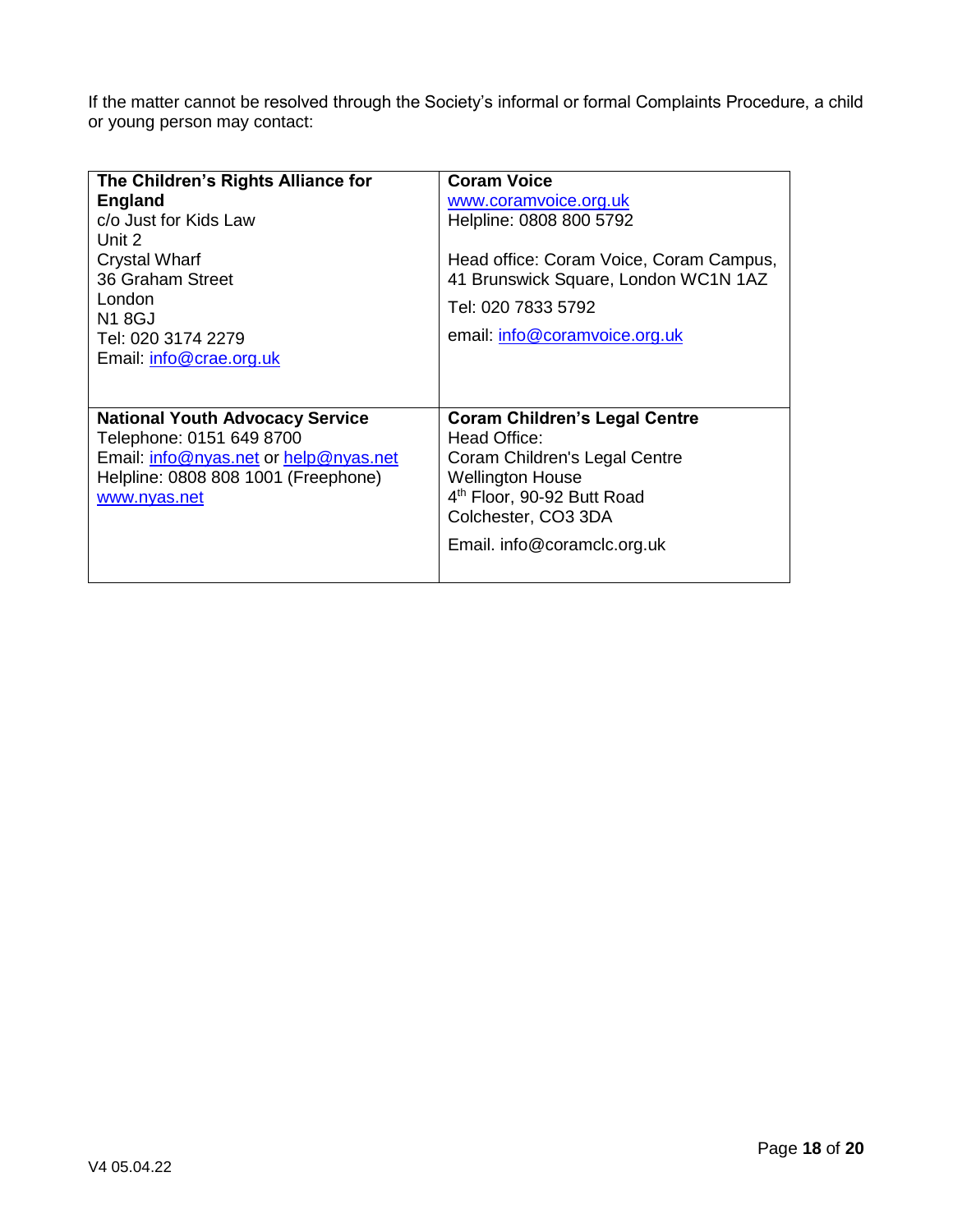If the matter cannot be resolved through the Society's informal or formal Complaints Procedure, a child or young person may contact:

| | |
|---|---|
| **The Children's Rights Alliance for England**<br>c/o Just for Kids Law<br>Unit 2<br>Crystal Wharf<br>36 Graham Street<br>London<br>N1 8GJ<br>Tel: 020 3174 2279<br>Email: info@crae.org.uk | **Coram Voice**<br>www.coramvoice.org.uk<br>Helpline: 0808 800 5792<br><br>Head office: Coram Voice, Coram Campus, 41 Brunswick Square, London WC1N 1AZ<br>Tel: 020 7833 5792<br>email: info@coramvoice.org.uk |
| **National Youth Advocacy Service**<br>Telephone: 0151 649 8700<br>Email: info@nyas.net or help@nyas.net<br>Helpline: 0808 808 1001 (Freephone)<br>www.nyas.net | **Coram Children's Legal Centre**<br>Head Office:<br>Coram Children's Legal Centre<br>Wellington House<br>4th Floor, 90-92 Butt Road<br>Colchester, CO3 3DA<br>Email. info@coramclc.org.uk |

V4 05.04.22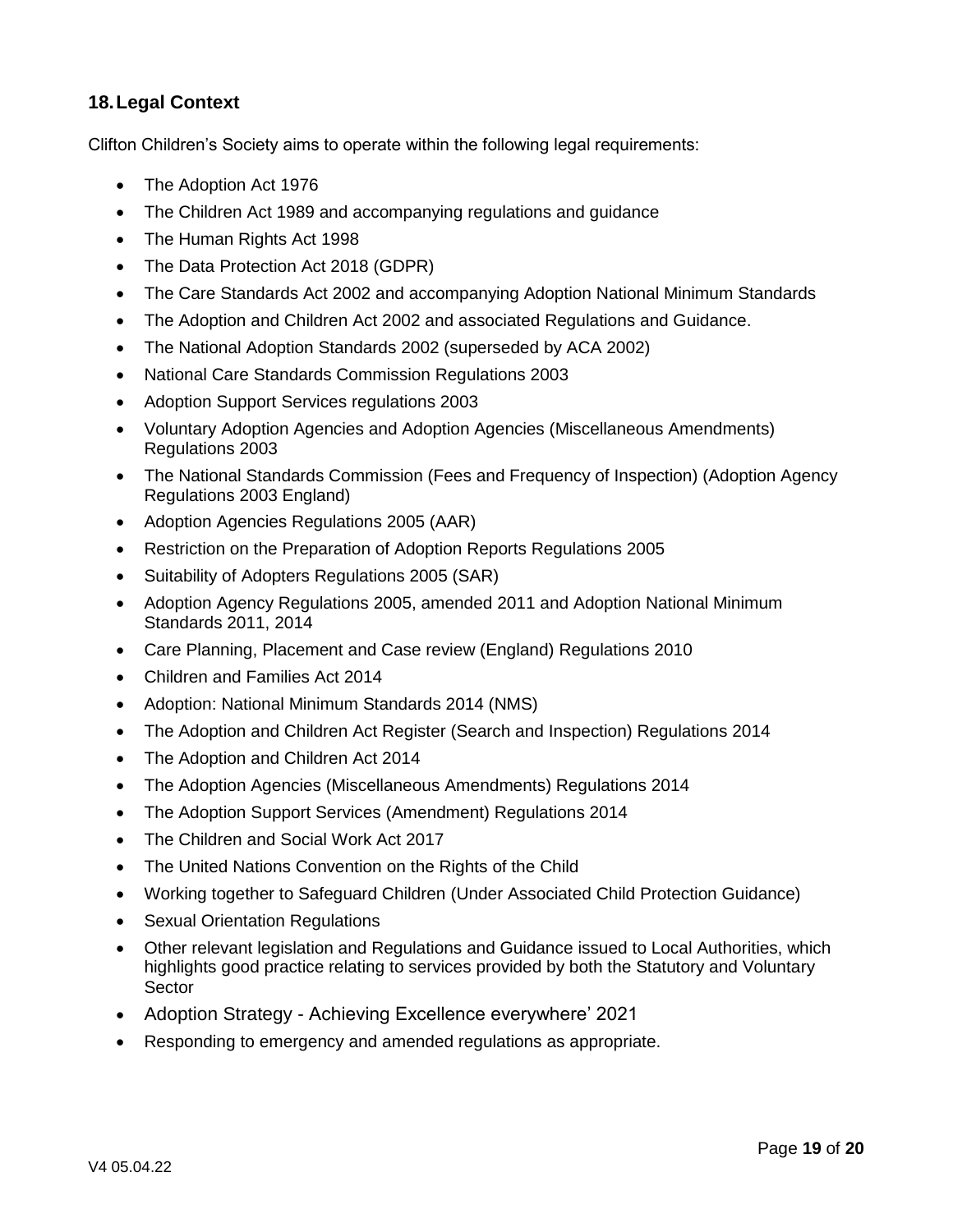## 18. Legal Context

Clifton Children's Society aims to operate within the following legal requirements:

- The Adoption Act 1976
- The Children Act 1989 and accompanying regulations and guidance
- The Human Rights Act 1998
- The Data Protection Act 2018 (GDPR)
- The Care Standards Act 2002 and accompanying Adoption National Minimum Standards
- The Adoption and Children Act 2002 and associated Regulations and Guidance.
- The National Adoption Standards 2002 (superseded by ACA 2002)
- National Care Standards Commission Regulations 2003
- Adoption Support Services regulations 2003
- Voluntary Adoption Agencies and Adoption Agencies (Miscellaneous Amendments) Regulations 2003
- The National Standards Commission (Fees and Frequency of Inspection) (Adoption Agency Regulations 2003 England)
- Adoption Agencies Regulations 2005 (AAR)
- Restriction on the Preparation of Adoption Reports Regulations 2005
- Suitability of Adopters Regulations 2005 (SAR)
- Adoption Agency Regulations 2005, amended 2011 and Adoption National Minimum Standards 2011, 2014
- Care Planning, Placement and Case review (England) Regulations 2010
- Children and Families Act 2014
- Adoption: National Minimum Standards 2014 (NMS)
- The Adoption and Children Act Register (Search and Inspection) Regulations 2014
- The Adoption and Children Act 2014
- The Adoption Agencies (Miscellaneous Amendments) Regulations 2014
- The Adoption Support Services (Amendment) Regulations 2014
- The Children and Social Work Act 2017
- The United Nations Convention on the Rights of the Child
- Working together to Safeguard Children (Under Associated Child Protection Guidance)
- Sexual Orientation Regulations
- Other relevant legislation and Regulations and Guidance issued to Local Authorities, which highlights good practice relating to services provided by both the Statutory and Voluntary Sector
- Adoption Strategy - Achieving Excellence everywhere' 2021
- Responding to emergency and amended regulations as appropriate.

V4 05.04.22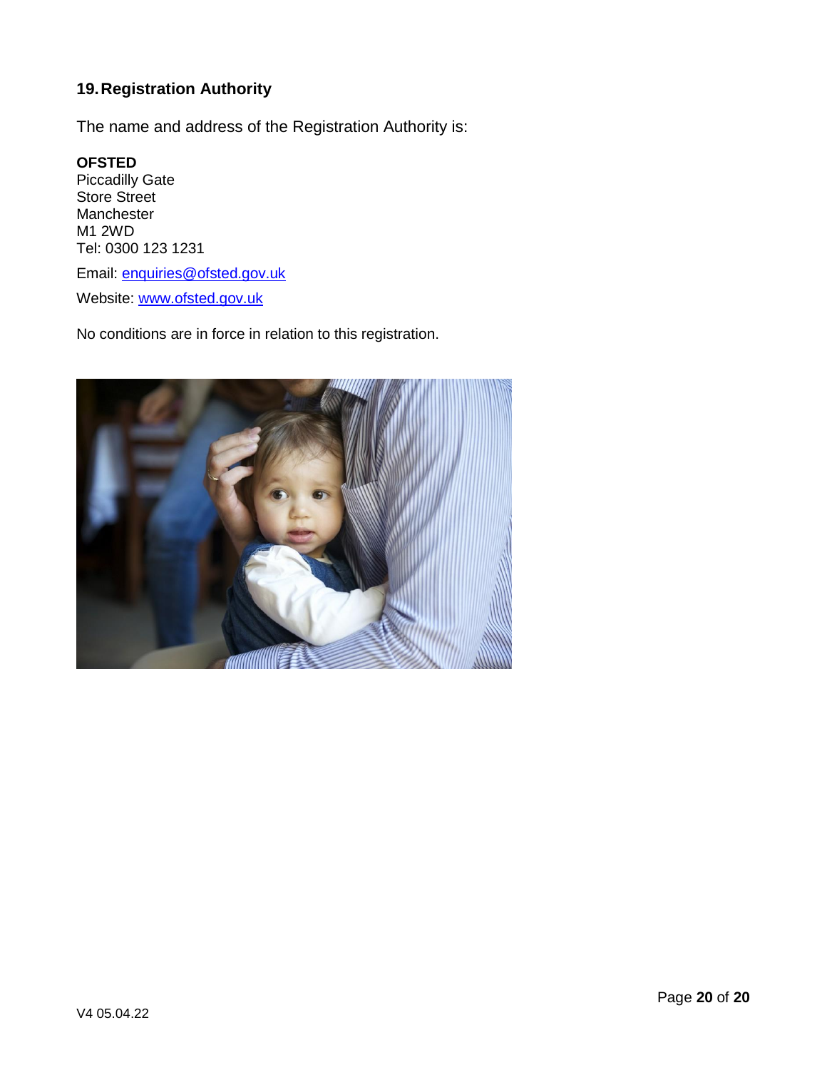## 19. Registration Authority

The name and address of the Registration Authority is:

**OFSTED**
Piccadilly Gate
Store Street
Manchester
M1 2WD
Tel: 0300 123 1231

Email: enquiries@ofsted.gov.uk

Website: www.ofsted.gov.uk

No conditions are in force in relation to this registration.

V4 05.04.22